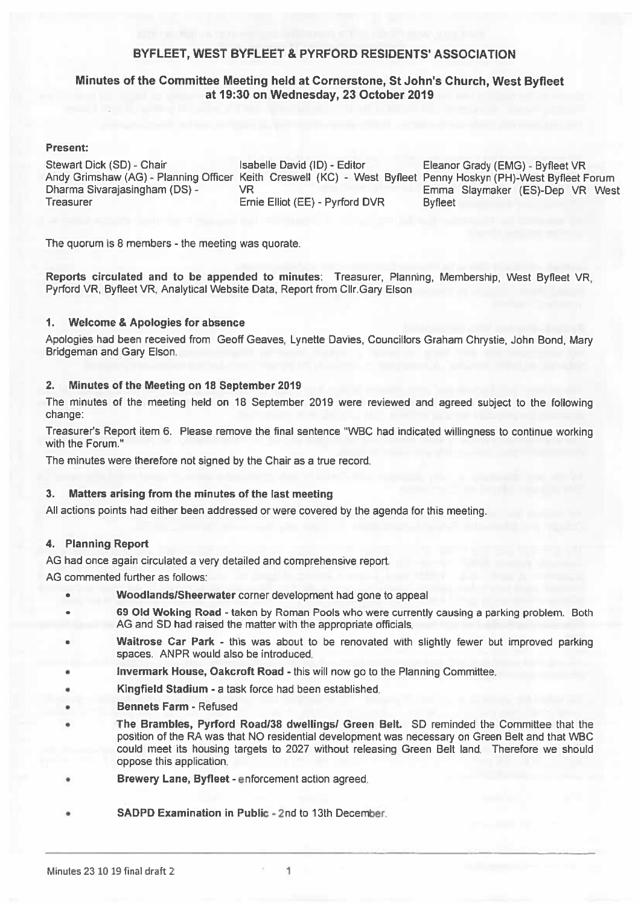# BYFLEET, WEST BYFLEET & PYRFORD RESIDENTS' ASSOCIATION

## Minutes of the Committee Meeting held at Cornerstone, St John's Church, West Byfleet at 19:30 on Wednesday, 23 October 2019

**Present:**

Stewart Dick (SD) - Chair
Andy Grimshaw (AG) - Planning Officer
Dharma Sivarajasingham (DS) - Treasurer
Isabelle David (ID) - Editor
Keith Creswell (KC) - West Byfleet VR
Ernie Elliot (EE) - Pyrford DVR
Eleanor Grady (EMG) - Byfleet VR
Penny Hoskyn (PH)-West Byfleet Forum
Emma Slaymaker (ES)-Dep VR West Byfleet

The quorum is 8 members - the meeting was quorate.

**Reports circulated and to be appended to minutes**: Treasurer, Planning, Membership, West Byfleet VR, Pyrford VR, Byfleet VR, Analytical Website Data, Report from Cllr.Gary Elson

### 1. Welcome & Apologies for absence

Apologies had been received from Geoff Geaves, Lynette Davies, Councillors Graham Chrystie, John Bond, Mary Bridgeman and Gary Elson.

### 2. Minutes of the Meeting on 18 September 2019

The minutes of the meeting held on 18 September 2019 were reviewed and agreed subject to the following change:

Treasurer's Report item 6. Please remove the final sentence "WBC had indicated willingness to continue working with the Forum."

The minutes were therefore not signed by the Chair as a true record.

### 3. Matters arising from the minutes of the last meeting

All actions points had either been addressed or were covered by the agenda for this meeting.

### 4. Planning Report

AG had once again circulated a very detailed and comprehensive report.

AG commented further as follows:

- **Woodlands/Sheerwater** corner development had gone to appeal
- **69 Old Woking Road** - taken by Roman Pools who were currently causing a parking problem. Both AG and SD had raised the matter with the appropriate officials.
- **Waitrose Car Park** - this was about to be renovated with slightly fewer but improved parking spaces. ANPR would also be introduced.
- **Invermark House, Oakcroft Road** - this will now go to the Planning Committee.
- **Kingfield Stadium** - a task force had been established.
- **Bennets Farm** - Refused
- **The Brambles, Pyrford Road/38 dwellings/ Green Belt.** SD reminded the Committee that the position of the RA was that NO residential development was necessary on Green Belt and that WBC could meet its housing targets to 2027 without releasing Green Belt land. Therefore we should oppose this application.
- **Brewery Lane, Byfleet** - enforcement action agreed.
- **SADPD Examination in Public** - 2nd to 13th December.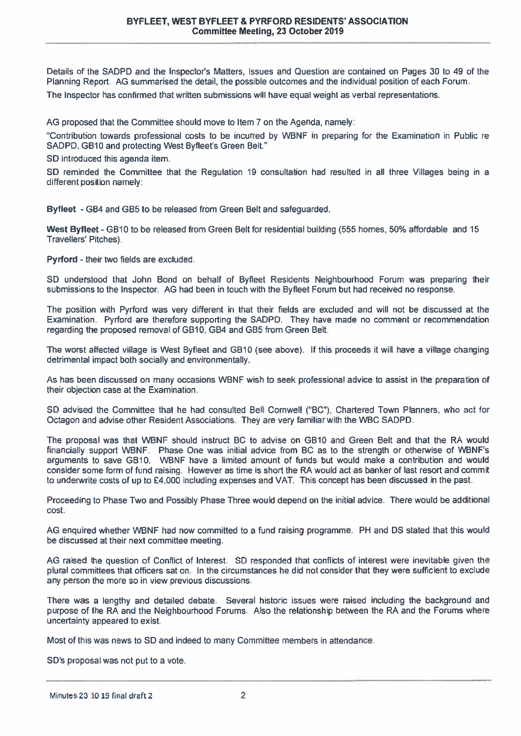Details of the SADPD and the Inspector's Matters, Issues and Question are contained on Pages 30 to 49 of the Planning Report. AG summarised the detail, the possible outcomes and the individual position of each Forum.

The Inspector has confirmed that written submissions will have equal weight as verbal representations.

AG proposed that the Committee should move to Item 7 on the Agenda, namely:

"Contribution towards professional costs to be incurred by WBNF in preparing for the Examination in Public re SADPD, GB10 and protecting West Byfleet's Green Belt."

SD introduced this agenda item.

SD reminded the Committee that the Regulation 19 consultation had resulted in all three Villages being in a different position namely:

**Byfleet** - GB4 and GB5 to be released from Green Belt and safeguarded.

**West Byfleet** - GB10 to be released from Green Belt for residential building (555 homes, 50% affordable and 15 Travellers' Pitches).

**Pyrford** - their two fields are excluded.

SD understood that John Bond on behalf of Byfleet Residents Neighbourhood Forum was preparing their submissions to the Inspector. AG had been in touch with the Byfleet Forum but had received no response.

The position with Pyrford was very different in that their fields are excluded and will not be discussed at the Examination. Pyrford are therefore supporting the SADPD. They have made no comment or recommendation regarding the proposed removal of GB10, GB4 and GB5 from Green Belt.

The worst affected village is West Byfleet and GB10 (see above). If this proceeds it will have a village changing detrimental impact both socially and environmentally.

As has been discussed on many occasions WBNF wish to seek professional advice to assist in the preparation of their objection case at the Examination.

SD advised the Committee that he had consulted Bell Cornwell ("BC"), Chartered Town Planners, who act for Octagon and advise other Resident Associations. They are very familiar with the WBC SADPD.

The proposal was that WBNF should instruct BC to advise on GB10 and Green Belt and that the RA would financially support WBNF. Phase One was initial advice from BC as to the strength or otherwise of WBNF's arguments to save GB10. WBNF have a limited amount of funds but would make a contribution and would consider some form of fund raising. However as time is short the RA would act as banker of last resort and commit to underwrite costs of up to £4,000 including expenses and VAT. This concept has been discussed in the past.

Proceeding to Phase Two and Possibly Phase Three would depend on the initial advice. There would be additional cost.

AG enquired whether WBNF had now committed to a fund raising programme. PH and DS stated that this would be discussed at their next committee meeting.

AG raised the question of Conflict of Interest. SD responded that conflicts of interest were inevitable given the plural committees that officers sat on. In the circumstances he did not consider that they were sufficient to exclude any person the more so in view previous discussions.

There was a lengthy and detailed debate. Several historic issues were raised including the background and purpose of the RA and the Neighbourhood Forums. Also the relationship between the RA and the Forums where uncertainty appeared to exist.

Most of this was news to SD and indeed to many Committee members in attendance.

SD's proposal was not put to a vote.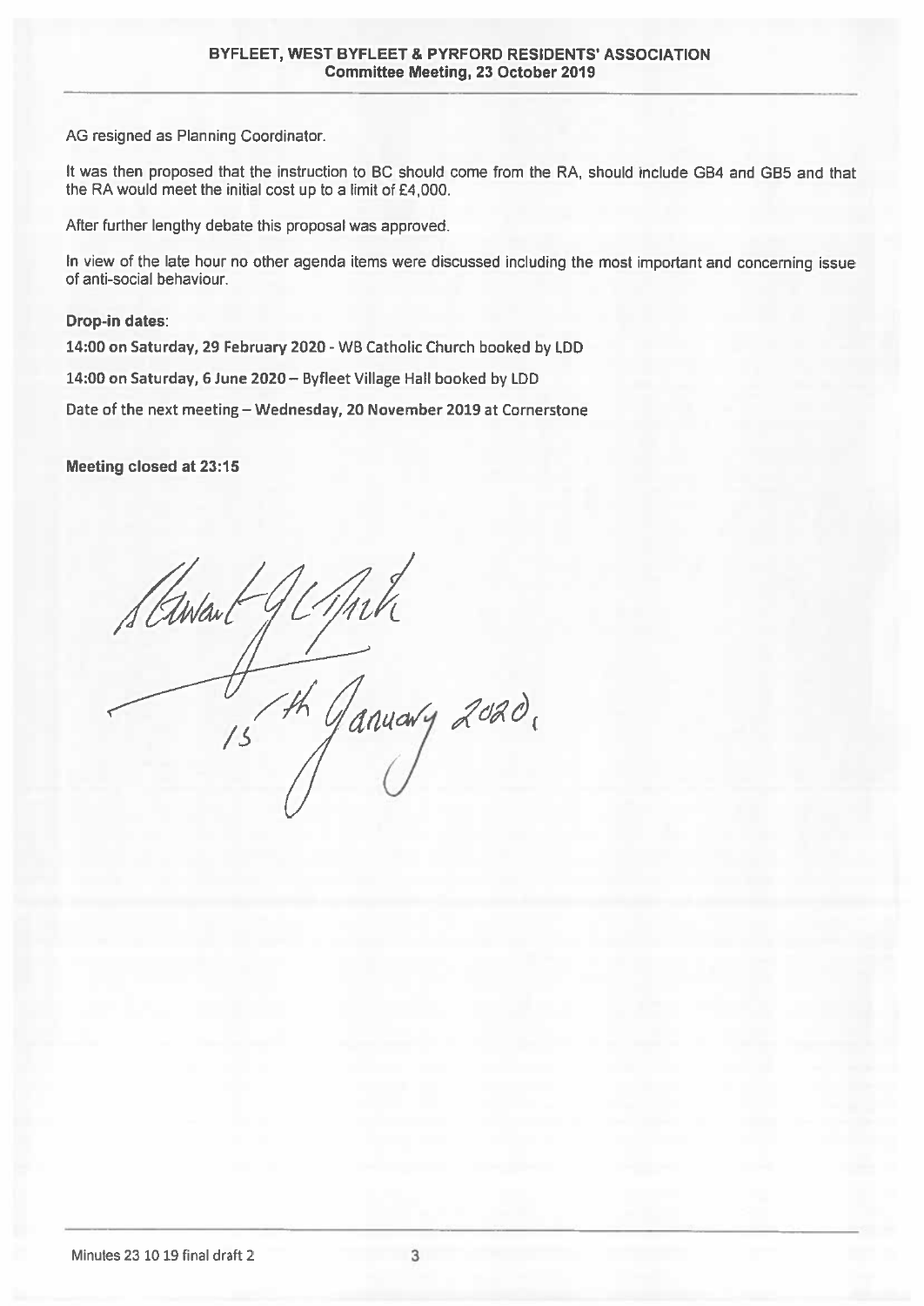AG resigned as Planning Coordinator.

It was then proposed that the instruction to BC should come from the RA, should include GB4 and GB5 and that the RA would meet the initial cost up to a limit of £4,000.

After further lengthy debate this proposal was approved.

In view of the late hour no other agenda items were discussed including the most important and concerning issue of anti-social behaviour.

**Drop-in dates**:

**14:00 on Saturday, 29 February 2020 - WB Catholic Church booked by LDD**

**14:00 on Saturday, 6 June 2020 – Byfleet Village Hall booked by LDD**

**Date of the next meeting – Wednesday, 20 November 2019** at Cornerstone

**Meeting closed at 23:15**

Stewart G Clark

15th January 2020.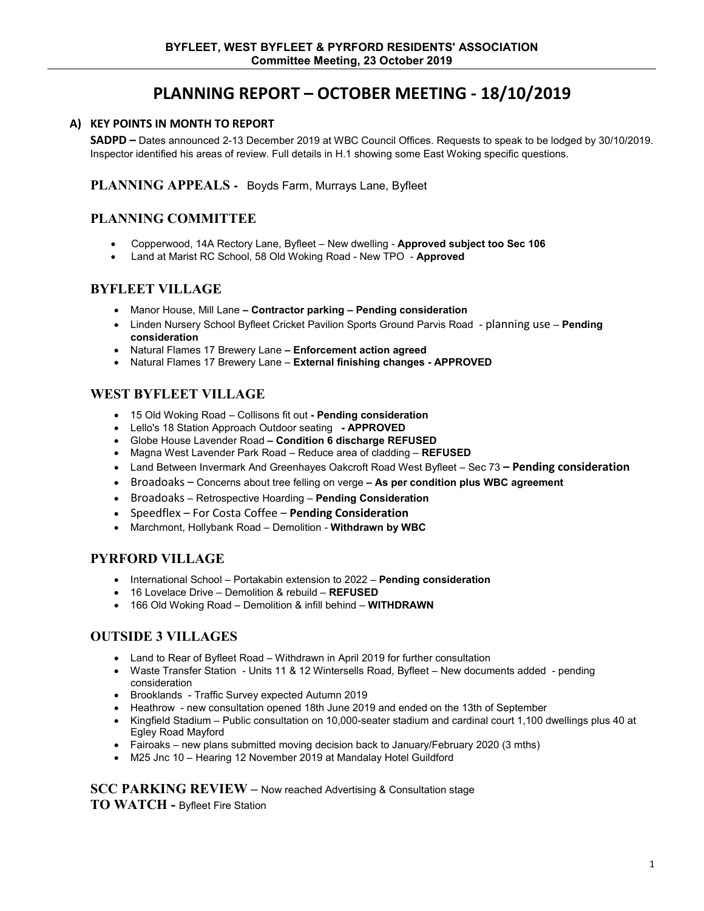**BYFLEET, WEST BYFLEET & PYRFORD RESIDENTS' ASSOCIATION**
**Committee Meeting, 23 October 2019**

# PLANNING REPORT – OCTOBER MEETING - 18/10/2019

### A) KEY POINTS IN MONTH TO REPORT

**SADPD –** Dates announced 2-13 December 2019 at WBC Council Offices. Requests to speak to be lodged by 30/10/2019. Inspector identified his areas of review. Full details in H.1 showing some East Woking specific questions.

## PLANNING APPEALS - Boyds Farm, Murrays Lane, Byfleet

## PLANNING COMMITTEE

- Copperwood, 14A Rectory Lane, Byfleet – New dwelling - **Approved subject too Sec 106**
- Land at Marist RC School, 58 Old Woking Road - New TPO - **Approved**

## BYFLEET VILLAGE

- Manor House, Mill Lane **– Contractor parking – Pending consideration**
- Linden Nursery School Byfleet Cricket Pavilion Sports Ground Parvis Road - planning use – **Pending consideration**
- Natural Flames 17 Brewery Lane **– Enforcement action agreed**
- Natural Flames 17 Brewery Lane – **External finishing changes - APPROVED**

## WEST BYFLEET VILLAGE

- 15 Old Woking Road – Collisons fit out **- Pending consideration**
- Lello's 18 Station Approach Outdoor seating **- APPROVED**
- Globe House Lavender Road **– Condition 6 discharge REFUSED**
- Magna West Lavender Park Road – Reduce area of cladding – **REFUSED**
- Land Between Invermark And Greenhayes Oakcroft Road West Byfleet – Sec 73 **– Pending consideration**
- Broadoaks – Concerns about tree felling on verge **– As per condition plus WBC agreement**
- Broadoaks – Retrospective Hoarding – **Pending Consideration**
- Speedflex – For Costa Coffee – **Pending Consideration**
- Marchmont, Hollybank Road – Demolition - **Withdrawn by WBC**

## PYRFORD VILLAGE

- International School – Portakabin extension to 2022 – **Pending consideration**
- 16 Lovelace Drive – Demolition & rebuild – **REFUSED**
- 166 Old Woking Road – Demolition & infill behind – **WITHDRAWN**

## OUTSIDE 3 VILLAGES

- Land to Rear of Byfleet Road – Withdrawn in April 2019 for further consultation
- Waste Transfer Station - Units 11 & 12 Wintersells Road, Byfleet – New documents added - pending consideration
- Brooklands - Traffic Survey expected Autumn 2019
- Heathrow - new consultation opened 18th June 2019 and ended on the 13th of September
- Kingfield Stadium – Public consultation on 10,000-seater stadium and cardinal court 1,100 dwellings plus 40 at Egley Road Mayford
- Fairoaks – new plans submitted moving decision back to January/February 2020 (3 mths)
- M25 Jnc 10 – Hearing 12 November 2019 at Mandalay Hotel Guildford

**SCC PARKING REVIEW** – Now reached Advertising & Consultation stage

**TO WATCH -** Byfleet Fire Station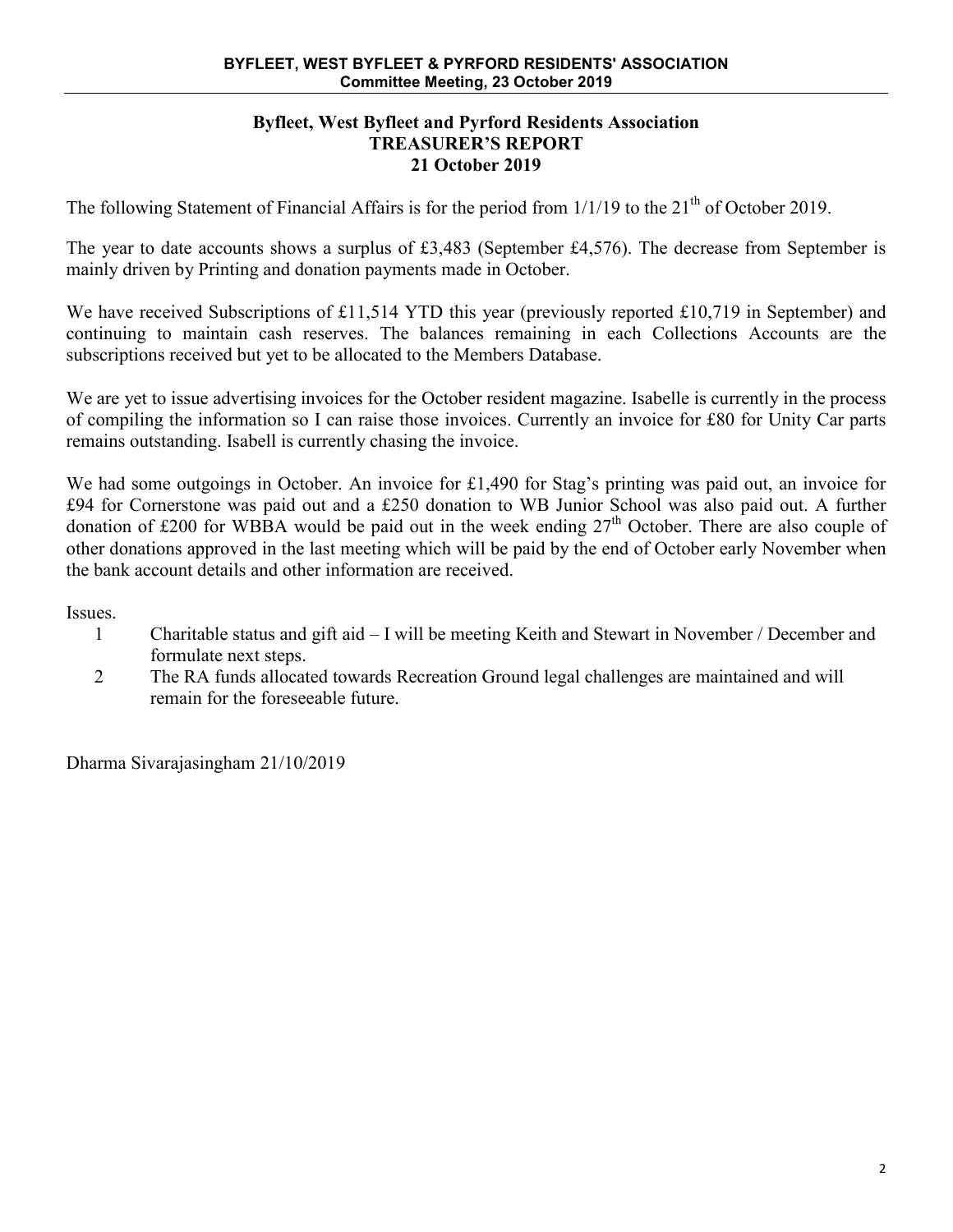**Byfleet, West Byfleet and Pyrford Residents Association**
**TREASURER'S REPORT**
**21 October 2019**

The following Statement of Financial Affairs is for the period from 1/1/19 to the 21th of October 2019.

The year to date accounts shows a surplus of £3,483 (September £4,576). The decrease from September is mainly driven by Printing and donation payments made in October.

We have received Subscriptions of £11,514 YTD this year (previously reported £10,719 in September) and continuing to maintain cash reserves. The balances remaining in each Collections Accounts are the subscriptions received but yet to be allocated to the Members Database.

We are yet to issue advertising invoices for the October resident magazine. Isabelle is currently in the process of compiling the information so I can raise those invoices. Currently an invoice for £80 for Unity Car parts remains outstanding. Isabell is currently chasing the invoice.

We had some outgoings in October. An invoice for £1,490 for Stag's printing was paid out, an invoice for £94 for Cornerstone was paid out and a £250 donation to WB Junior School was also paid out. A further donation of £200 for WBBA would be paid out in the week ending 27th October. There are also couple of other donations approved in the last meeting which will be paid by the end of October early November when the bank account details and other information are received.

Issues.

1. Charitable status and gift aid – I will be meeting Keith and Stewart in November / December and formulate next steps.
2. The RA funds allocated towards Recreation Ground legal challenges are maintained and will remain for the foreseeable future.

Dharma Sivarajasingham 21/10/2019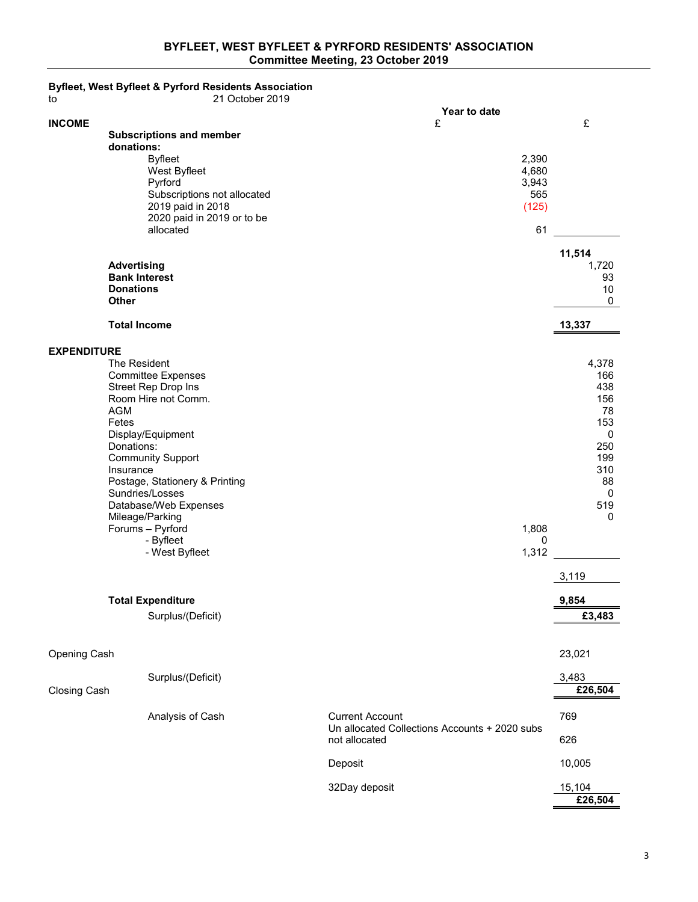**BYFLEET, WEST BYFLEET & PYRFORD RESIDENTS' ASSOCIATION**
**Committee Meeting, 23 October 2019**

**Byfleet, West Byfleet & Pyrford Residents Association**
to 21 October 2019

| | | Year to date £ | £ |
|---|---|---|---|
| **INCOME** | | | |
| | **Subscriptions and member donations:** | | |
| | Byfleet | 2,390 | |
| | West Byfleet | 4,680 | |
| | Pyrford | 3,943 | |
| | Subscriptions not allocated | 565 | |
| | 2019 paid in 2018 | (125) | |
| | 2020 paid in 2019 or to be allocated | 61 | |
| | | | **11,514** |
| | **Advertising** | | 1,720 |
| | **Bank Interest** | | 93 |
| | **Donations** | | 10 |
| | **Other** | | 0 |
| | **Total Income** | | **13,337** |
| **EXPENDITURE** | | | |
| | The Resident | | 4,378 |
| | Committee Expenses | | 166 |
| | Street Rep Drop Ins | | 438 |
| | Room Hire not Comm. | | 156 |
| | AGM | | 78 |
| | Fetes | | 153 |
| | Display/Equipment | | 0 |
| | Donations: | | 250 |
| | Community Support | | 199 |
| | Insurance | | 310 |
| | Postage, Stationery & Printing | | 88 |
| | Sundries/Losses | | 0 |
| | Database/Web Expenses | | 519 |
| | Mileage/Parking | | 0 |
| | Forums – Pyrford | 1,808 | |
| | - Byfleet | 0 | |
| | - West Byfleet | 1,312 | |
| | | | 3,119 |
| | **Total Expenditure** | | **9,854** |
| | Surplus/(Deficit) | | **£3,483** |

| | | | |
|---|---|---|---|
| Opening Cash | | | 23,021 |
| | Surplus/(Deficit) | | 3,483 |
| Closing Cash | | | **£26,504** |
| | Analysis of Cash | Current Account | 769 |
| | | Un allocated Collections Accounts + 2020 subs not allocated | 626 |
| | | Deposit | 10,005 |
| | | 32Day deposit | 15,104 |
| | | | **£26,504** |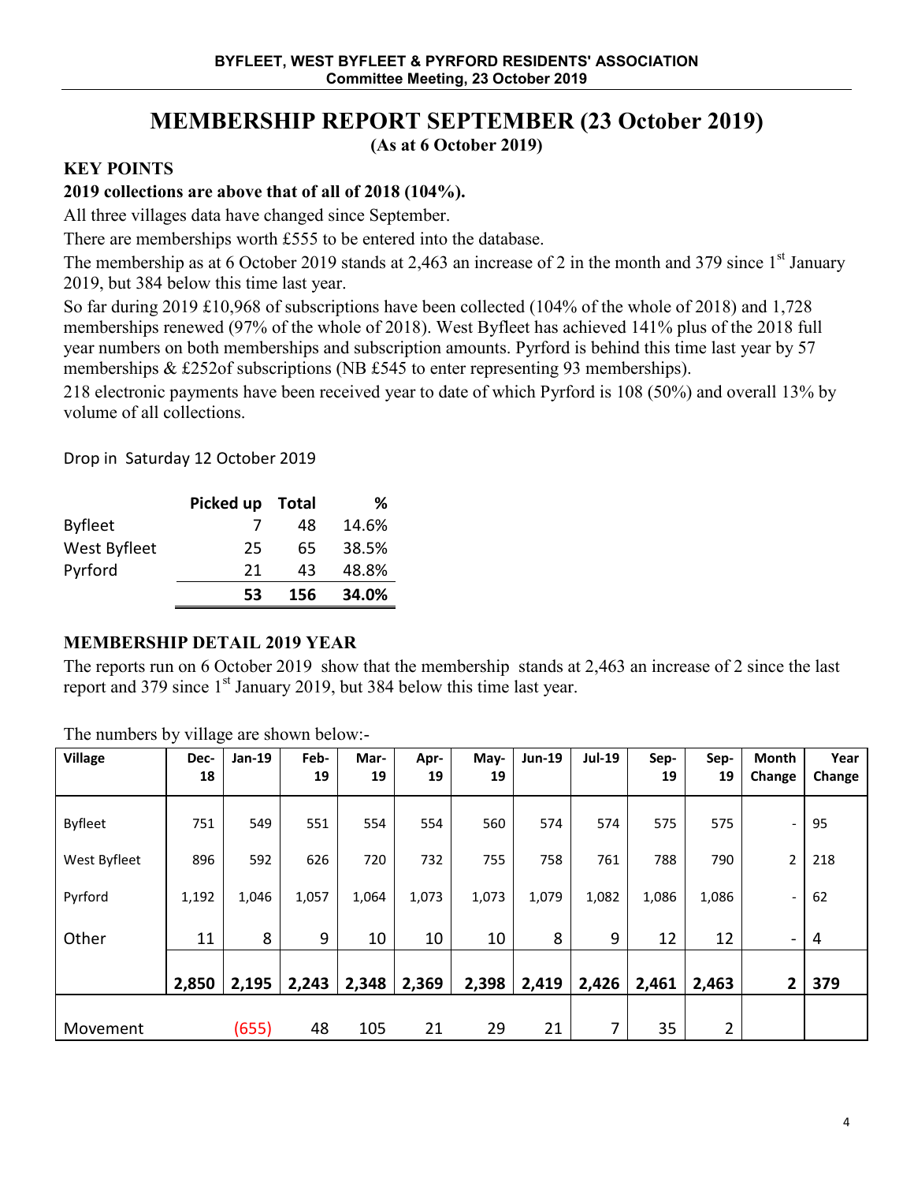**BYFLEET, WEST BYFLEET & PYRFORD RESIDENTS' ASSOCIATION**
**Committee Meeting, 23 October 2019**

# MEMBERSHIP REPORT SEPTEMBER (23 October 2019)

**(As at 6 October 2019)**

## KEY POINTS

**2019 collections are above that of all of 2018 (104%).**

All three villages data have changed since September.

There are memberships worth £555 to be entered into the database.

The membership as at 6 October 2019 stands at 2,463 an increase of 2 in the month and 379 since 1st January 2019, but 384 below this time last year.

So far during 2019 £10,968 of subscriptions have been collected (104% of the whole of 2018) and 1,728 memberships renewed (97% of the whole of 2018). West Byfleet has achieved 141% plus of the 2018 full year numbers on both memberships and subscription amounts. Pyrford is behind this time last year by 57 memberships & £252of subscriptions (NB £545 to enter representing 93 memberships).

218 electronic payments have been received year to date of which Pyrford is 108 (50%) and overall 13% by volume of all collections.

Drop in Saturday 12 October 2019

| | Picked up | Total | % |
|---|---|---|---|
| Byfleet | 7 | 48 | 14.6% |
| West Byfleet | 25 | 65 | 38.5% |
| Pyrford | 21 | 43 | 48.8% |
| | **53** | **156** | **34.0%** |

## MEMBERSHIP DETAIL 2019 YEAR

The reports run on 6 October 2019 show that the membership stands at 2,463 an increase of 2 since the last report and 379 since 1st January 2019, but 384 below this time last year.

The numbers by village are shown below:-

| Village | Dec-18 | Jan-19 | Feb-19 | Mar-19 | Apr-19 | May-19 | Jun-19 | Jul-19 | Sep-19 | Sep-19 | Month Change | Year Change |
|---|---|---|---|---|---|---|---|---|---|---|---|---|
| Byfleet | 751 | 549 | 551 | 554 | 554 | 560 | 574 | 574 | 575 | 575 | - | 95 |
| West Byfleet | 896 | 592 | 626 | 720 | 732 | 755 | 758 | 761 | 788 | 790 | 2 | 218 |
| Pyrford | 1,192 | 1,046 | 1,057 | 1,064 | 1,073 | 1,073 | 1,079 | 1,082 | 1,086 | 1,086 | - | 62 |
| Other | 11 | 8 | 9 | 10 | 10 | 10 | 8 | 9 | 12 | 12 | - | 4 |
| | **2,850** | **2,195** | **2,243** | **2,348** | **2,369** | **2,398** | **2,419** | **2,426** | **2,461** | **2,463** | **2** | **379** |
| Movement | | (655) | 48 | 105 | 21 | 29 | 21 | 7 | 35 | 2 | | |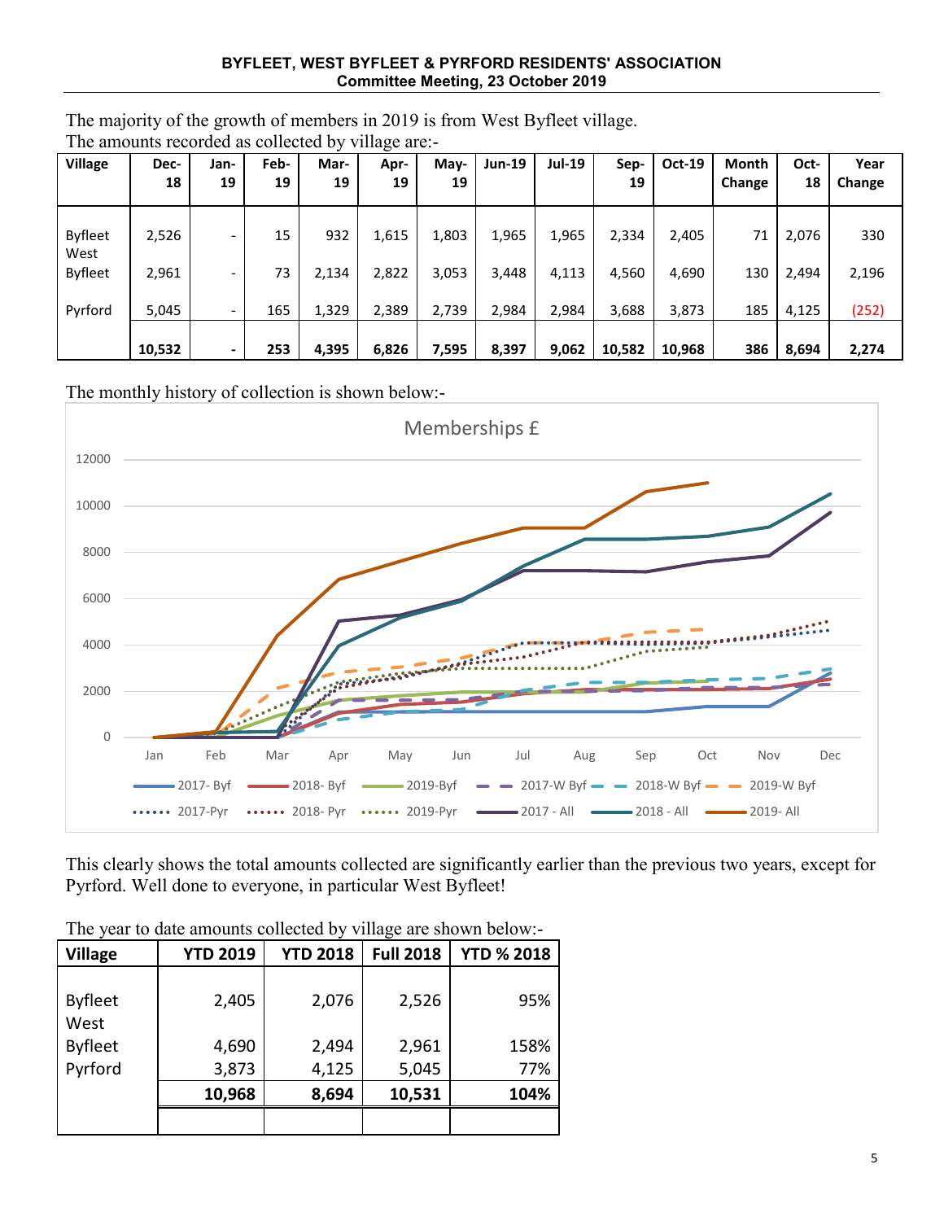**BYFLEET, WEST BYFLEET & PYRFORD RESIDENTS' ASSOCIATION**
**Committee Meeting, 23 October 2019**

The majority of the growth of members in 2019 is from West Byfleet village.
The amounts recorded as collected by village are:-

| Village | Dec-18 | Jan-19 | Feb-19 | Mar-19 | Apr-19 | May-19 | Jun-19 | Jul-19 | Sep-19 | Oct-19 | Month Change | Oct-18 | Year Change |
|---|---|---|---|---|---|---|---|---|---|---|---|---|---|
| Byfleet | 2,526 | - | 15 | 932 | 1,615 | 1,803 | 1,965 | 1,965 | 2,334 | 2,405 | 71 | 2,076 | 330 |
| West Byfleet | 2,961 | - | 73 | 2,134 | 2,822 | 3,053 | 3,448 | 4,113 | 4,560 | 4,690 | 130 | 2,494 | 2,196 |
| Pyrford | 5,045 | - | 165 | 1,329 | 2,389 | 2,739 | 2,984 | 2,984 | 3,688 | 3,873 | 185 | 4,125 | (252) |
| | **10,532** | **-** | **253** | **4,395** | **6,826** | **7,595** | **8,397** | **9,062** | **10,582** | **10,968** | **386** | **8,694** | **2,274** |

The monthly history of collection is shown below:-

Memberships £

This clearly shows the total amounts collected are significantly earlier than the previous two years, except for Pyrford. Well done to everyone, in particular West Byfleet!

The year to date amounts collected by village are shown below:-

| Village | YTD 2019 | YTD 2018 | Full 2018 | YTD % 2018 |
|---|---|---|---|---|
| Byfleet | 2,405 | 2,076 | 2,526 | 95% |
| West Byfleet | 4,690 | 2,494 | 2,961 | 158% |
| Pyrford | 3,873 | 4,125 | 5,045 | 77% |
| | **10,968** | **8,694** | **10,531** | **104%** |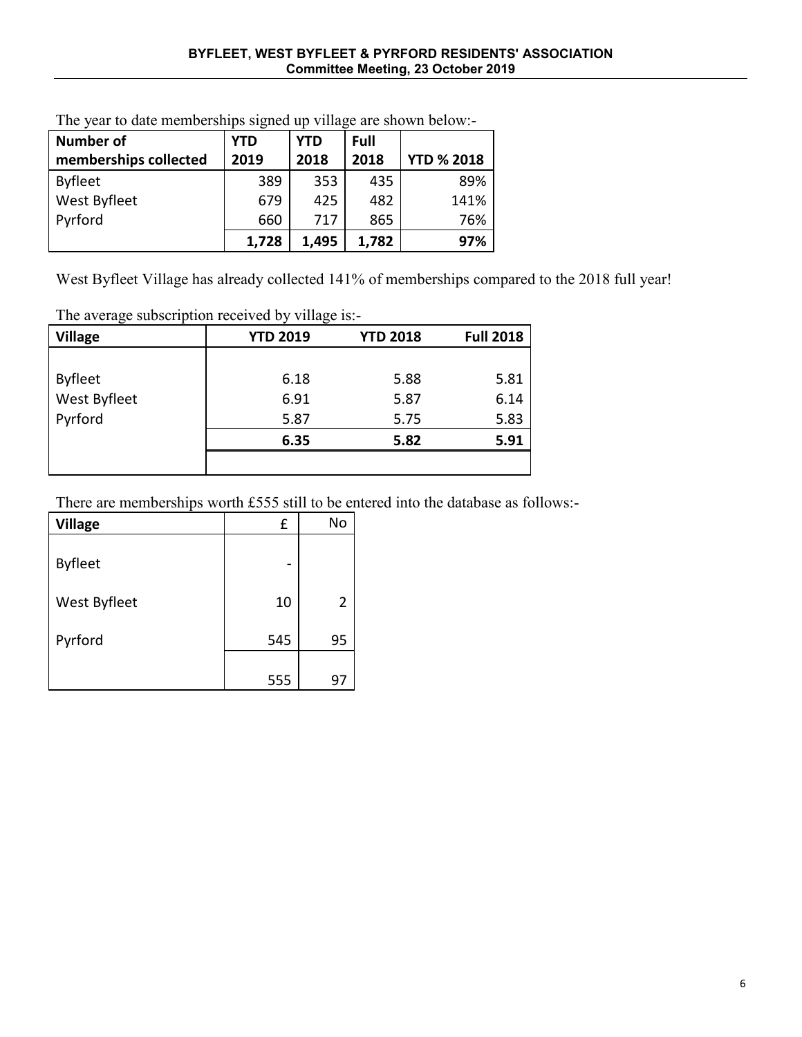The year to date memberships signed up village are shown below:-

| Number of memberships collected | YTD 2019 | YTD 2018 | Full 2018 | YTD % 2018 |
|---|---|---|---|---|
| Byfleet | 389 | 353 | 435 | 89% |
| West Byfleet | 679 | 425 | 482 | 141% |
| Pyrford | 660 | 717 | 865 | 76% |
| | **1,728** | **1,495** | **1,782** | **97%** |

West Byfleet Village has already collected 141% of memberships compared to the 2018 full year!

The average subscription received by village is:-

| Village | YTD 2019 | YTD 2018 | Full 2018 |
|---|---|---|---|
| Byfleet | 6.18 | 5.88 | 5.81 |
| West Byfleet | 6.91 | 5.87 | 6.14 |
| Pyrford | 5.87 | 5.75 | 5.83 |
| | **6.35** | **5.82** | **5.91** |

There are memberships worth £555 still to be entered into the database as follows:-

| Village | £ | No |
|---|---|---|
| Byfleet | - | |
| West Byfleet | 10 | 2 |
| Pyrford | 545 | 95 |
| | 555 | 97 |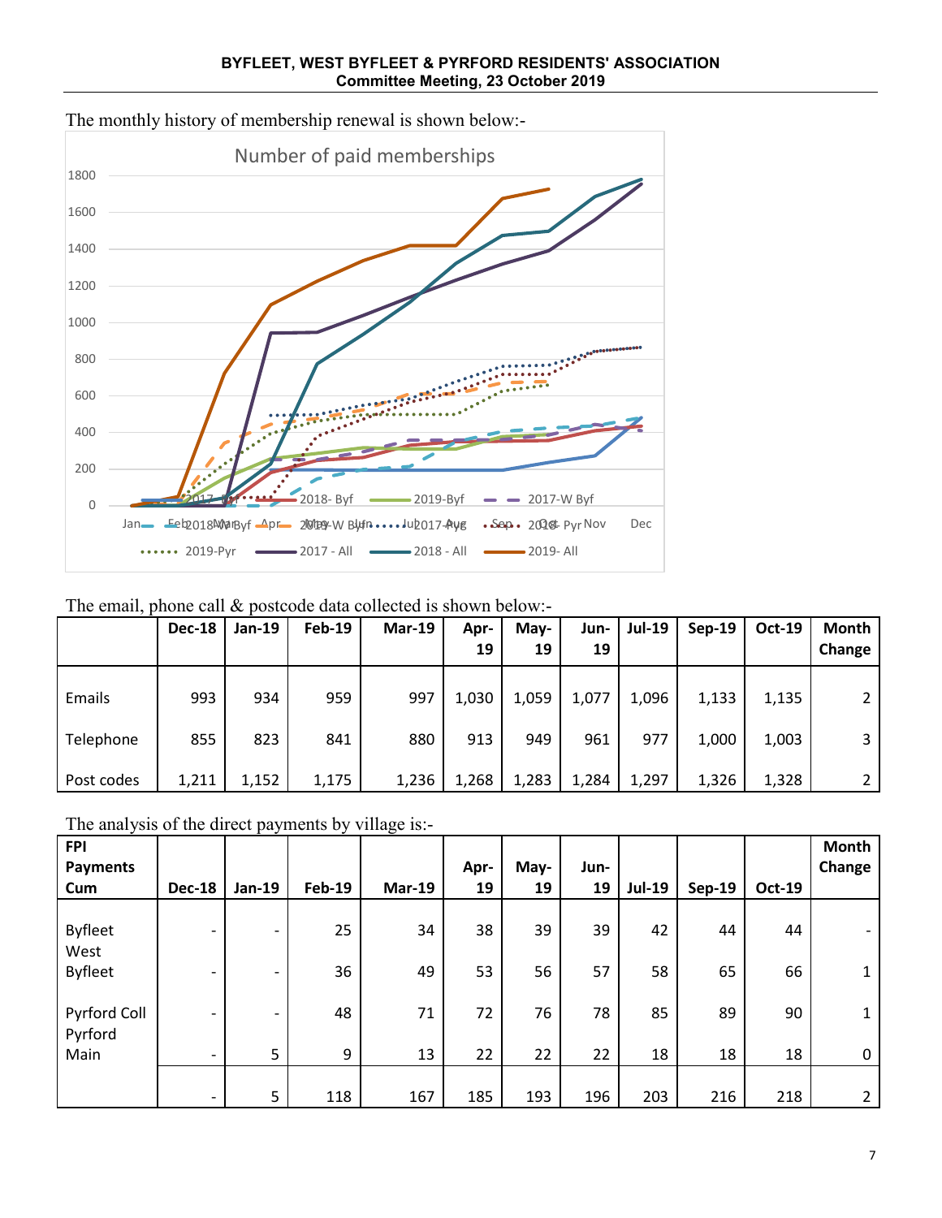The monthly history of membership renewal is shown below:-

The email, phone call & postcode data collected is shown below:-

| | Dec-18 | Jan-19 | Feb-19 | Mar-19 | Apr-19 | May-19 | Jun-19 | Jul-19 | Sep-19 | Oct-19 | Month Change |
|---|---|---|---|---|---|---|---|---|---|---|---|
| Emails | 993 | 934 | 959 | 997 | 1,030 | 1,059 | 1,077 | 1,096 | 1,133 | 1,135 | 2 |
| Telephone | 855 | 823 | 841 | 880 | 913 | 949 | 961 | 977 | 1,000 | 1,003 | 3 |
| Post codes | 1,211 | 1,152 | 1,175 | 1,236 | 1,268 | 1,283 | 1,284 | 1,297 | 1,326 | 1,328 | 2 |

The analysis of the direct payments by village is:-

| FPI Payments Cum | Dec-18 | Jan-19 | Feb-19 | Mar-19 | Apr-19 | May-19 | Jun-19 | Jul-19 | Sep-19 | Oct-19 | Month Change |
|---|---|---|---|---|---|---|---|---|---|---|---|
| Byfleet | - | - | 25 | 34 | 38 | 39 | 39 | 42 | 44 | 44 | - |
| West Byfleet | - | - | 36 | 49 | 53 | 56 | 57 | 58 | 65 | 66 | 1 |
| Pyrford Coll | - | - | 48 | 71 | 72 | 76 | 78 | 85 | 89 | 90 | 1 |
| Pyrford Main | - | 5 | 9 | 13 | 22 | 22 | 22 | 18 | 18 | 18 | 0 |
| | - | 5 | 118 | 167 | 185 | 193 | 196 | 203 | 216 | 218 | 2 |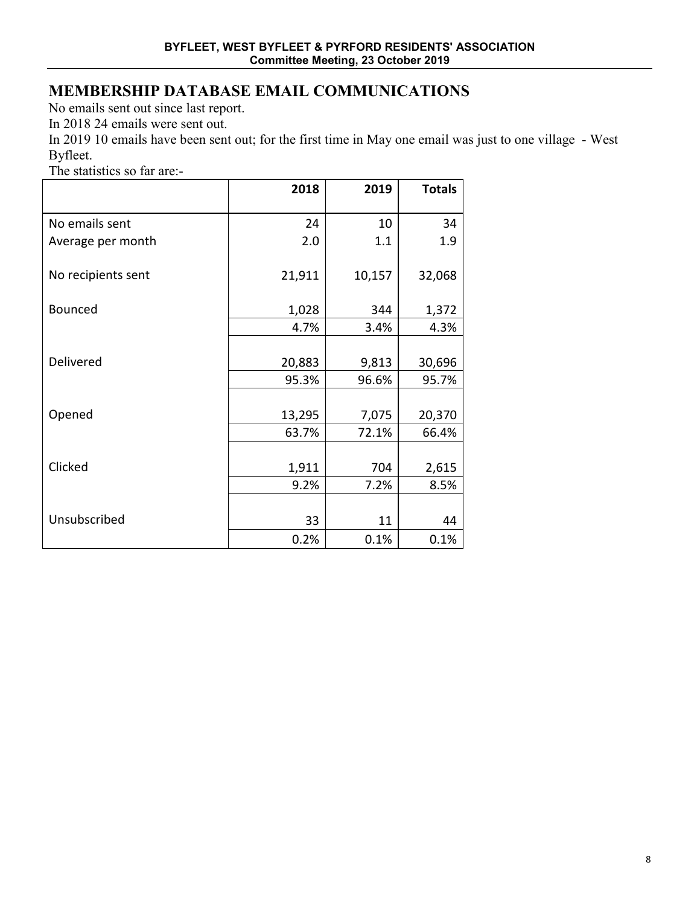## MEMBERSHIP DATABASE EMAIL COMMUNICATIONS

No emails sent out since last report.

In 2018 24 emails were sent out.

In 2019 10 emails have been sent out; for the first time in May one email was just to one village - West Byfleet.

The statistics so far are:-

| | 2018 | 2019 | Totals |
|---|---|---|---|
| No emails sent | 24 | 10 | 34 |
| Average per month | 2.0 | 1.1 | 1.9 |
| No recipients sent | 21,911 | 10,157 | 32,068 |
| Bounced | 1,028 | 344 | 1,372 |
| | 4.7% | 3.4% | 4.3% |
| Delivered | 20,883 | 9,813 | 30,696 |
| | 95.3% | 96.6% | 95.7% |
| Opened | 13,295 | 7,075 | 20,370 |
| | 63.7% | 72.1% | 66.4% |
| Clicked | 1,911 | 704 | 2,615 |
| | 9.2% | 7.2% | 8.5% |
| Unsubscribed | 33 | 11 | 44 |
| | 0.2% | 0.1% | 0.1% |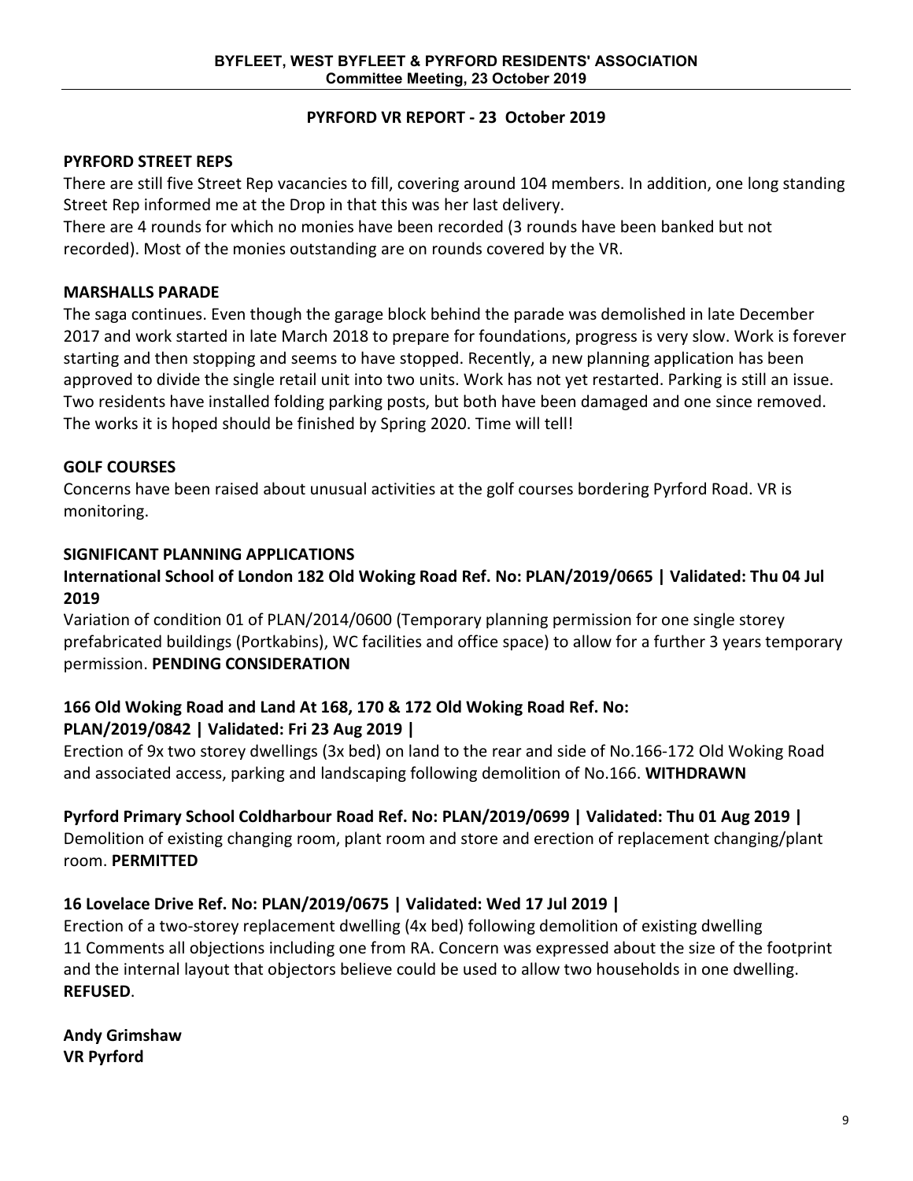## PYRFORD VR REPORT - 23 October 2019

### PYRFORD STREET REPS

There are still five Street Rep vacancies to fill, covering around 104 members. In addition, one long standing Street Rep informed me at the Drop in that this was her last delivery.

There are 4 rounds for which no monies have been recorded (3 rounds have been banked but not recorded). Most of the monies outstanding are on rounds covered by the VR.

### MARSHALLS PARADE

The saga continues. Even though the garage block behind the parade was demolished in late December 2017 and work started in late March 2018 to prepare for foundations, progress is very slow. Work is forever starting and then stopping and seems to have stopped. Recently, a new planning application has been approved to divide the single retail unit into two units. Work has not yet restarted. Parking is still an issue. Two residents have installed folding parking posts, but both have been damaged and one since removed. The works it is hoped should be finished by Spring 2020. Time will tell!

### GOLF COURSES

Concerns have been raised about unusual activities at the golf courses bordering Pyrford Road. VR is monitoring.

### SIGNIFICANT PLANNING APPLICATIONS

**International School of London 182 Old Woking Road Ref. No: PLAN/2019/0665 | Validated: Thu 04 Jul 2019**

Variation of condition 01 of PLAN/2014/0600 (Temporary planning permission for one single storey prefabricated buildings (Portkabins), WC facilities and office space) to allow for a further 3 years temporary permission. **PENDING CONSIDERATION**

**166 Old Woking Road and Land At 168, 170 & 172 Old Woking Road Ref. No: PLAN/2019/0842 | Validated: Fri 23 Aug 2019 |**

Erection of 9x two storey dwellings (3x bed) on land to the rear and side of No.166-172 Old Woking Road and associated access, parking and landscaping following demolition of No.166. **WITHDRAWN**

**Pyrford Primary School Coldharbour Road Ref. No: PLAN/2019/0699 | Validated: Thu 01 Aug 2019 |**

Demolition of existing changing room, plant room and store and erection of replacement changing/plant room. **PERMITTED**

**16 Lovelace Drive Ref. No: PLAN/2019/0675 | Validated: Wed 17 Jul 2019 |**

Erection of a two-storey replacement dwelling (4x bed) following demolition of existing dwelling
11 Comments all objections including one from RA. Concern was expressed about the size of the footprint and the internal layout that objectors believe could be used to allow two households in one dwelling. **REFUSED**.

**Andy Grimshaw**
**VR Pyrford**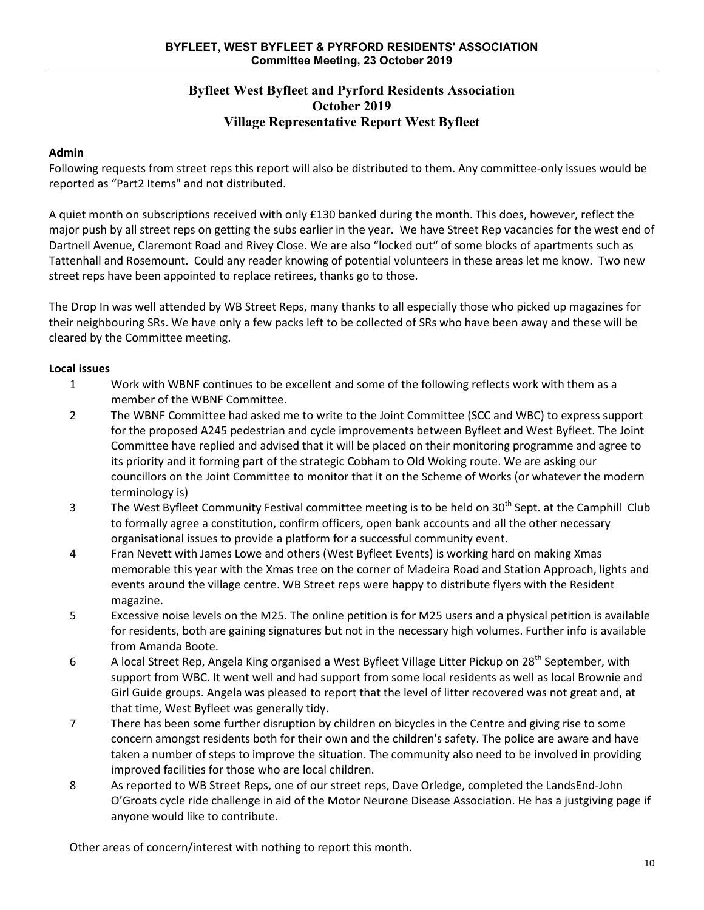# Byfleet West Byfleet and Pyrford Residents Association
# October 2019
# Village Representative Report West Byfleet

**Admin**

Following requests from street reps this report will also be distributed to them. Any committee-only issues would be reported as "Part2 Items" and not distributed.

A quiet month on subscriptions received with only £130 banked during the month. This does, however, reflect the major push by all street reps on getting the subs earlier in the year. We have Street Rep vacancies for the west end of Dartnell Avenue, Claremont Road and Rivey Close. We are also "locked out" of some blocks of apartments such as Tattenhall and Rosemount. Could any reader knowing of potential volunteers in these areas let me know. Two new street reps have been appointed to replace retirees, thanks go to those.

The Drop In was well attended by WB Street Reps, many thanks to all especially those who picked up magazines for their neighbouring SRs. We have only a few packs left to be collected of SRs who have been away and these will be cleared by the Committee meeting.

**Local issues**

1. Work with WBNF continues to be excellent and some of the following reflects work with them as a member of the WBNF Committee.
2. The WBNF Committee had asked me to write to the Joint Committee (SCC and WBC) to express support for the proposed A245 pedestrian and cycle improvements between Byfleet and West Byfleet. The Joint Committee have replied and advised that it will be placed on their monitoring programme and agree to its priority and it forming part of the strategic Cobham to Old Woking route. We are asking our councillors on the Joint Committee to monitor that it on the Scheme of Works (or whatever the modern terminology is)
3. The West Byfleet Community Festival committee meeting is to be held on 30th Sept. at the Camphill Club to formally agree a constitution, confirm officers, open bank accounts and all the other necessary organisational issues to provide a platform for a successful community event.
4. Fran Nevett with James Lowe and others (West Byfleet Events) is working hard on making Xmas memorable this year with the Xmas tree on the corner of Madeira Road and Station Approach, lights and events around the village centre. WB Street reps were happy to distribute flyers with the Resident magazine.
5. Excessive noise levels on the M25. The online petition is for M25 users and a physical petition is available for residents, both are gaining signatures but not in the necessary high volumes. Further info is available from Amanda Boote.
6. A local Street Rep, Angela King organised a West Byfleet Village Litter Pickup on 28th September, with support from WBC. It went well and had support from some local residents as well as local Brownie and Girl Guide groups. Angela was pleased to report that the level of litter recovered was not great and, at that time, West Byfleet was generally tidy.
7. There has been some further disruption by children on bicycles in the Centre and giving rise to some concern amongst residents both for their own and the children's safety. The police are aware and have taken a number of steps to improve the situation. The community also need to be involved in providing improved facilities for those who are local children.
8. As reported to WB Street Reps, one of our street reps, Dave Orledge, completed the LandsEnd-John O'Groats cycle ride challenge in aid of the Motor Neurone Disease Association. He has a justgiving page if anyone would like to contribute.

Other areas of concern/interest with nothing to report this month.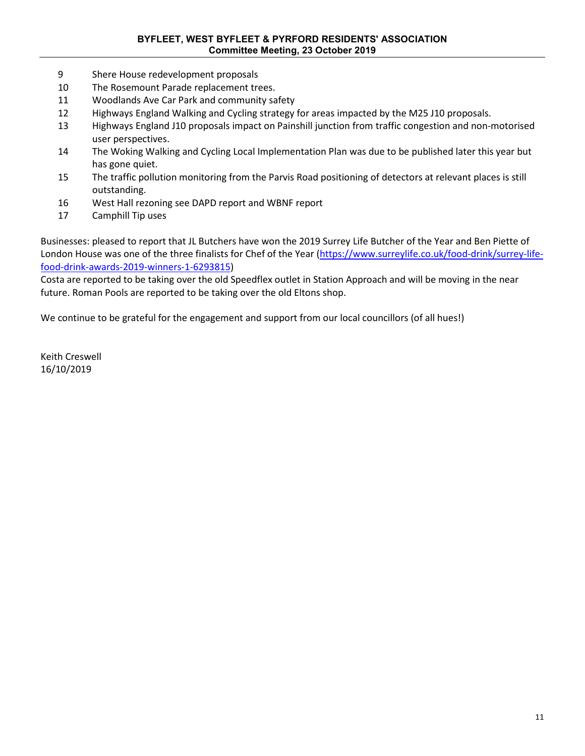9. Shere House redevelopment proposals
10. The Rosemount Parade replacement trees.
11. Woodlands Ave Car Park and community safety
12. Highways England Walking and Cycling strategy for areas impacted by the M25 J10 proposals.
13. Highways England J10 proposals impact on Painshill junction from traffic congestion and non-motorised user perspectives.
14. The Woking Walking and Cycling Local Implementation Plan was due to be published later this year but has gone quiet.
15. The traffic pollution monitoring from the Parvis Road positioning of detectors at relevant places is still outstanding.
16. West Hall rezoning see DAPD report and WBNF report
17. Camphill Tip uses

Businesses: pleased to report that JL Butchers have won the 2019 Surrey Life Butcher of the Year and Ben Piette of London House was one of the three finalists for Chef of the Year (https://www.surreylife.co.uk/food-drink/surrey-life-food-drink-awards-2019-winners-1-6293815)
Costa are reported to be taking over the old Speedflex outlet in Station Approach and will be moving in the near future. Roman Pools are reported to be taking over the old Eltons shop.

We continue to be grateful for the engagement and support from our local councillors (of all hues!)

Keith Creswell
16/10/2019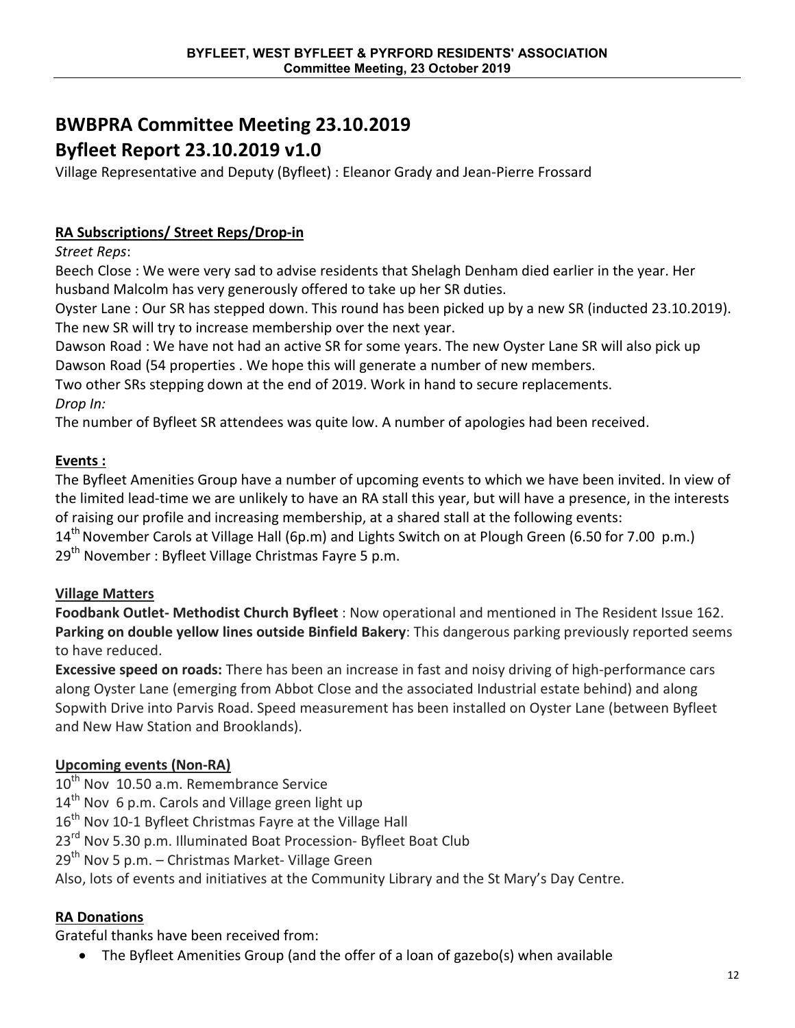# BWBPRA Committee Meeting 23.10.2019

# Byfleet Report 23.10.2019 v1.0

Village Representative and Deputy (Byfleet) : Eleanor Grady and Jean-Pierre Frossard

## RA Subscriptions/ Street Reps/Drop-in

*Street Reps*:

Beech Close : We were very sad to advise residents that Shelagh Denham died earlier in the year. Her husband Malcolm has very generously offered to take up her SR duties.

Oyster Lane : Our SR has stepped down. This round has been picked up by a new SR (inducted 23.10.2019). The new SR will try to increase membership over the next year.

Dawson Road : We have not had an active SR for some years. The new Oyster Lane SR will also pick up Dawson Road (54 properties . We hope this will generate a number of new members.

Two other SRs stepping down at the end of 2019. Work in hand to secure replacements.

*Drop In:*

The number of Byfleet SR attendees was quite low. A number of apologies had been received.

## Events :

The Byfleet Amenities Group have a number of upcoming events to which we have been invited. In view of the limited lead-time we are unlikely to have an RA stall this year, but will have a presence, in the interests of raising our profile and increasing membership, at a shared stall at the following events:

14th November Carols at Village Hall (6p.m) and Lights Switch on at Plough Green (6.50 for 7.00 p.m.)

29th November : Byfleet Village Christmas Fayre 5 p.m.

## Village Matters

**Foodbank Outlet- Methodist Church Byfleet** : Now operational and mentioned in The Resident Issue 162.

**Parking on double yellow lines outside Binfield Bakery**: This dangerous parking previously reported seems to have reduced.

**Excessive speed on roads:** There has been an increase in fast and noisy driving of high-performance cars along Oyster Lane (emerging from Abbot Close and the associated Industrial estate behind) and along Sopwith Drive into Parvis Road. Speed measurement has been installed on Oyster Lane (between Byfleet and New Haw Station and Brooklands).

## Upcoming events (Non-RA)

10th Nov 10.50 a.m. Remembrance Service

14th Nov 6 p.m. Carols and Village green light up

16th Nov 10-1 Byfleet Christmas Fayre at the Village Hall

23rd Nov 5.30 p.m. Illuminated Boat Procession- Byfleet Boat Club

29th Nov 5 p.m. – Christmas Market- Village Green

Also, lots of events and initiatives at the Community Library and the St Mary's Day Centre.

## RA Donations

Grateful thanks have been received from:

- The Byfleet Amenities Group (and the offer of a loan of gazebo(s) when available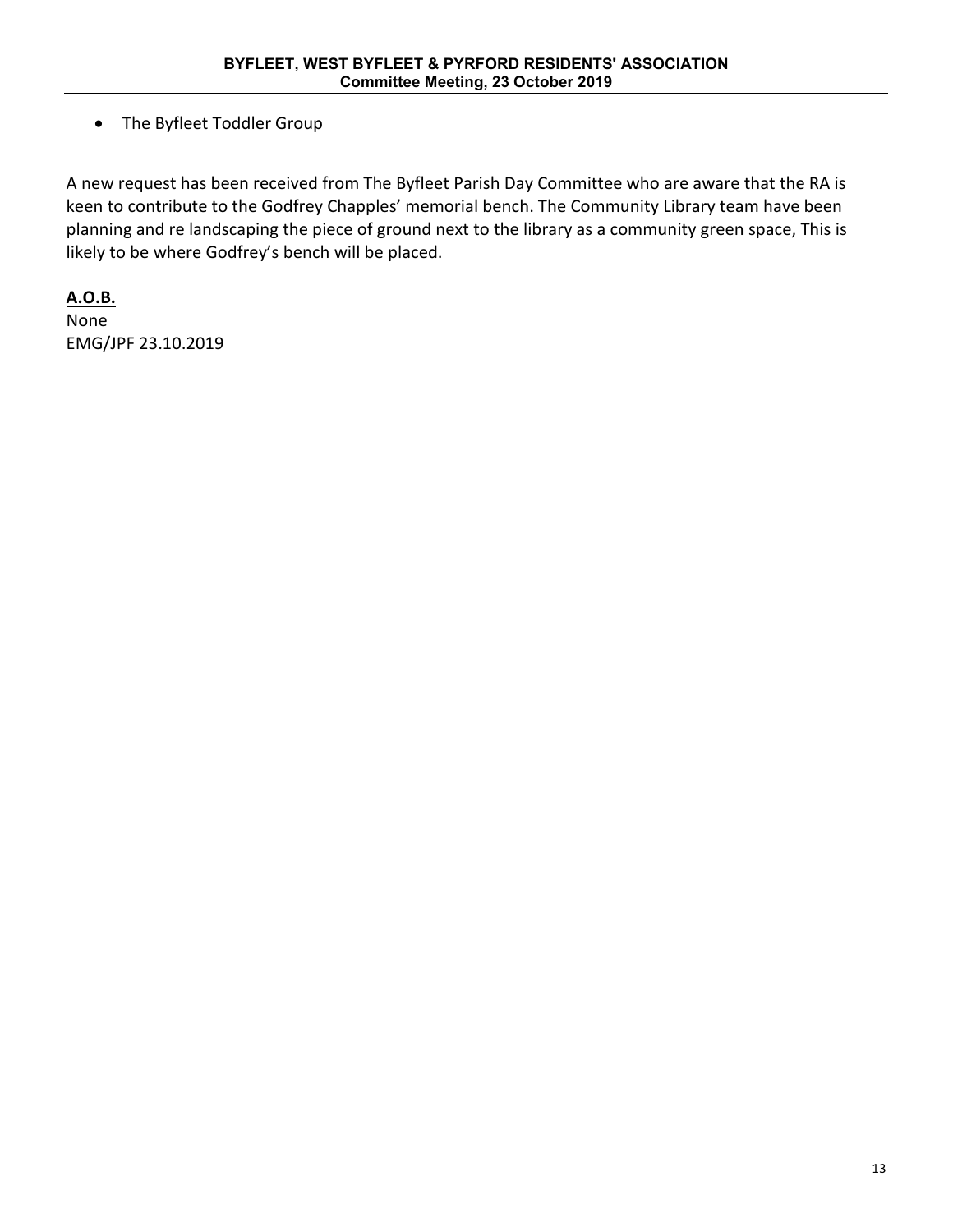- The Byfleet Toddler Group

A new request has been received from The Byfleet Parish Day Committee who are aware that the RA is keen to contribute to the Godfrey Chapples' memorial bench. The Community Library team have been planning and re landscaping the piece of ground next to the library as a community green space, This is likely to be where Godfrey's bench will be placed.

**A.O.B.**

None

EMG/JPF 23.10.2019